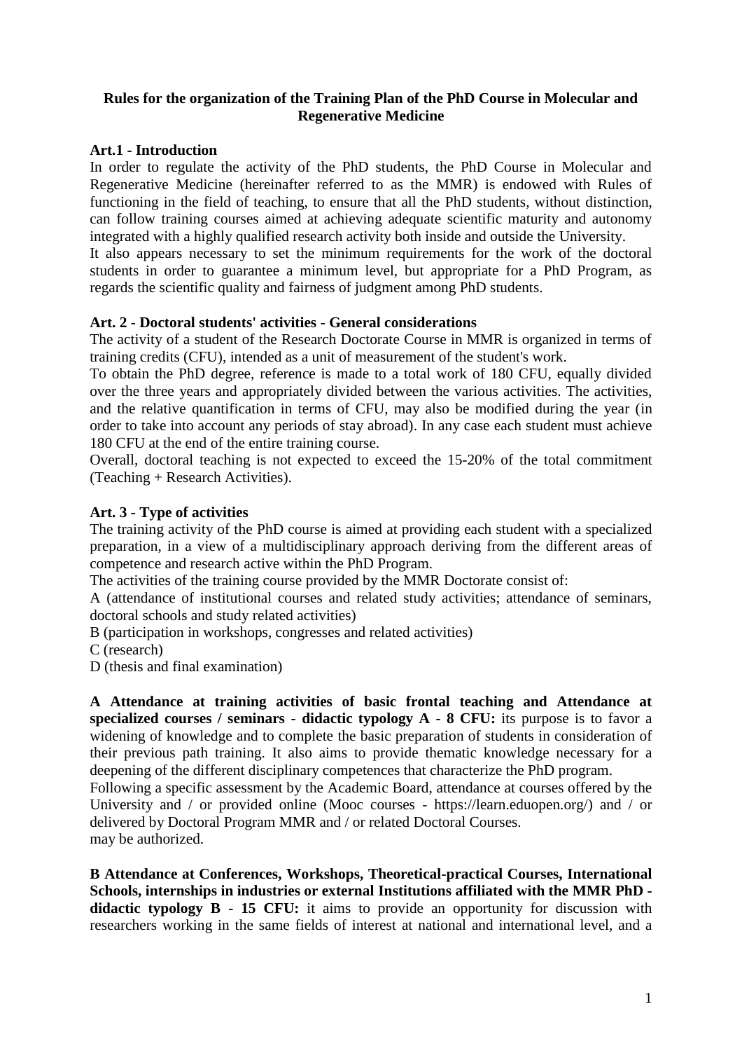**Rules for the organization of the Training Plan of the PhD Course in Molecular and Regenerative Medicine**

**Art.1 - Introduction**

In order to regulate the activity of the PhD students, the PhD Course in Molecular and Regenerative Medicine (hereinafter referred to as the MMR) is endowed with Rules of functioning in the field of teaching, to ensure that all the PhD students, without distinction, can follow training courses aimed at achieving adequate scientific maturity and autonomy integrated with a highly qualified research activity both inside and outside the University.

It also appears necessary to set the minimum requirements for the work of the doctoral students in order to guarantee a minimum level, but appropriate for a PhD Program, as regards the scientific quality and fairness of judgment among PhD students.

**Art. 2 - Doctoral students' activities - General considerations**

The activity of a student of the Research Doctorate Course in MMR is organized in terms of training credits (CFU), intended as a unit of measurement of the student's work.

To obtain the PhD degree, reference is made to a total work of 180 CFU, equally divided over the three years and appropriately divided between the various activities. The activities, and the relative quantification in terms of CFU, may also be modified during the year (in order to take into account any periods of stay abroad). In any case each student must achieve 180 CFU at the end of the entire training course.

Overall, doctoral teaching is not expected to exceed the 15-20% of the total commitment (Teaching + Research Activities).

**Art. 3 - Type of activities**

The training activity of the PhD course is aimed at providing each student with a specialized preparation, in a view of a multidisciplinary approach deriving from the different areas of competence and research active within the PhD Program.

The activities of the training course provided by the MMR Doctorate consist of:

A (attendance of institutional courses and related study activities; attendance of seminars, doctoral schools and study related activities)

B (participation in workshops, congresses and related activities)

C (research)

D (thesis and final examination)

**A Attendance at training activities of basic frontal teaching and Attendance at specialized courses / seminars - didactic typology A - 8 CFU:** its purpose is to favor a widening of knowledge and to complete the basic preparation of students in consideration of their previous path training. It also aims to provide thematic knowledge necessary for a deepening of the different disciplinary competences that characterize the PhD program.

Following a specific assessment by the Academic Board, attendance at courses offered by the University and / or provided online (Mooc courses - https://learn.eduopen.org/) and / or delivered by Doctoral Program MMR and / or related Doctoral Courses.
may be authorized.

**B Attendance at Conferences, Workshops, Theoretical-practical Courses, International Schools, internships in industries or external Institutions affiliated with the MMR PhD - didactic typology B - 15 CFU:** it aims to provide an opportunity for discussion with researchers working in the same fields of interest at national and international level, and a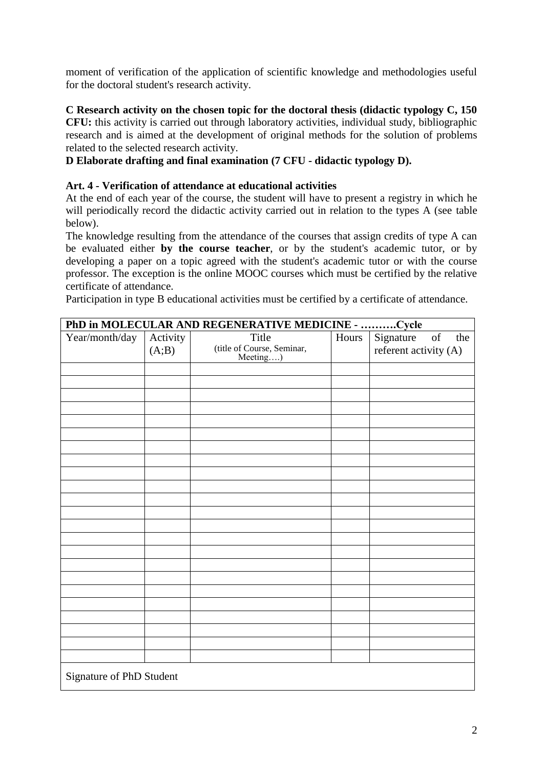moment of verification of the application of scientific knowledge and methodologies useful for the doctoral student's research activity.

**C Research activity on the chosen topic for the doctoral thesis (didactic typology C, 150 CFU:** this activity is carried out through laboratory activities, individual study, bibliographic research and is aimed at the development of original methods for the solution of problems related to the selected research activity.

**D Elaborate drafting and final examination (7 CFU - didactic typology D).**

**Art. 4 - Verification of attendance at educational activities**

At the end of each year of the course, the student will have to present a registry in which he will periodically record the didactic activity carried out in relation to the types A (see table below).

The knowledge resulting from the attendance of the courses that assign credits of type A can be evaluated either **by the course teacher**, or by the student's academic tutor, or by developing a paper on a topic agreed with the student's academic tutor or with the course professor. The exception is the online MOOC courses which must be certified by the relative certificate of attendance.

Participation in type B educational activities must be certified by a certificate of attendance.

| **PhD in MOLECULAR AND REGENERATIVE MEDICINE - ……….Cycle** | | | | |
|---|---|---|---|---|
| Year/month/day | Activity (A;B) | Title (title of Course, Seminar, Meeting….) | Hours | Signature of the referent activity (A) |
| | | | | |
| | | | | |
| | | | | |
| | | | | |
| | | | | |
| | | | | |
| | | | | |
| | | | | |
| | | | | |
| | | | | |
| | | | | |
| | | | | |
| | | | | |
| | | | | |
| | | | | |
| | | | | |
| | | | | |
| | | | | |
| | | | | |
| | | | | |
| | | | | |
| | | | | |
| | | | | |
| Signature of PhD Student | | | | |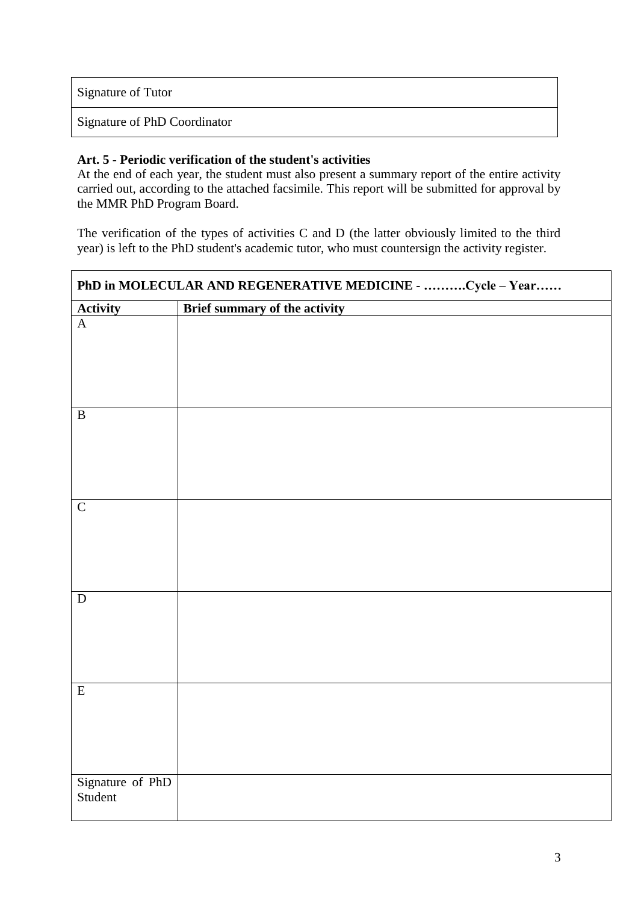| Signature of Tutor |
|---|
| Signature of PhD Coordinator |

**Art. 5 - Periodic verification of the student's activities**

At the end of each year, the student must also present a summary report of the entire activity carried out, according to the attached facsimile. This report will be submitted for approval by the MMR PhD Program Board.

The verification of the types of activities C and D (the latter obviously limited to the third year) is left to the PhD student's academic tutor, who must countersign the activity register.

| **PhD in MOLECULAR AND REGENERATIVE MEDICINE - ……….Cycle – Year……** | |
|---|---|
| **Activity** | **Brief summary of the activity** |
| A | |
| B | |
| C | |
| D | |
| E | |
| Signature of PhD Student | |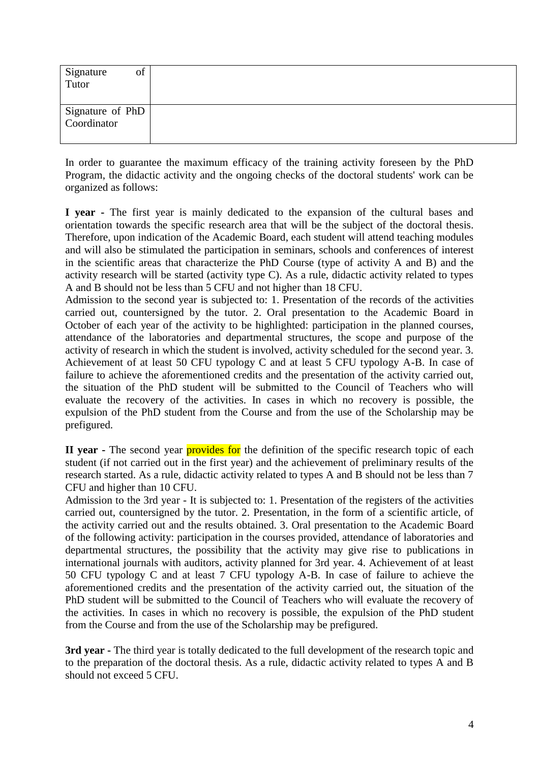| Signature of Tutor | |
|---|---|
| Signature of PhD Coordinator | |

In order to guarantee the maximum efficacy of the training activity foreseen by the PhD Program, the didactic activity and the ongoing checks of the doctoral students' work can be organized as follows:

**I year -** The first year is mainly dedicated to the expansion of the cultural bases and orientation towards the specific research area that will be the subject of the doctoral thesis. Therefore, upon indication of the Academic Board, each student will attend teaching modules and will also be stimulated the participation in seminars, schools and conferences of interest in the scientific areas that characterize the PhD Course (type of activity A and B) and the activity research will be started (activity type C). As a rule, didactic activity related to types A and B should not be less than 5 CFU and not higher than 18 CFU.
Admission to the second year is subjected to: 1. Presentation of the records of the activities carried out, countersigned by the tutor. 2. Oral presentation to the Academic Board in October of each year of the activity to be highlighted: participation in the planned courses, attendance of the laboratories and departmental structures, the scope and purpose of the activity of research in which the student is involved, activity scheduled for the second year. 3. Achievement of at least 50 CFU typology C and at least 5 CFU typology A-B. In case of failure to achieve the aforementioned credits and the presentation of the activity carried out, the situation of the PhD student will be submitted to the Council of Teachers who will evaluate the recovery of the activities. In cases in which no recovery is possible, the expulsion of the PhD student from the Course and from the use of the Scholarship may be prefigured.

**II year -** The second year provides for the definition of the specific research topic of each student (if not carried out in the first year) and the achievement of preliminary results of the research started. As a rule, didactic activity related to types A and B should not be less than 7 CFU and higher than 10 CFU.
Admission to the 3rd year - It is subjected to: 1. Presentation of the registers of the activities carried out, countersigned by the tutor. 2. Presentation, in the form of a scientific article, of the activity carried out and the results obtained. 3. Oral presentation to the Academic Board of the following activity: participation in the courses provided, attendance of laboratories and departmental structures, the possibility that the activity may give rise to publications in international journals with auditors, activity planned for 3rd year. 4. Achievement of at least 50 CFU typology C and at least 7 CFU typology A-B. In case of failure to achieve the aforementioned credits and the presentation of the activity carried out, the situation of the PhD student will be submitted to the Council of Teachers who will evaluate the recovery of the activities. In cases in which no recovery is possible, the expulsion of the PhD student from the Course and from the use of the Scholarship may be prefigured.

**3rd year -** The third year is totally dedicated to the full development of the research topic and to the preparation of the doctoral thesis. As a rule, didactic activity related to types A and B should not exceed 5 CFU.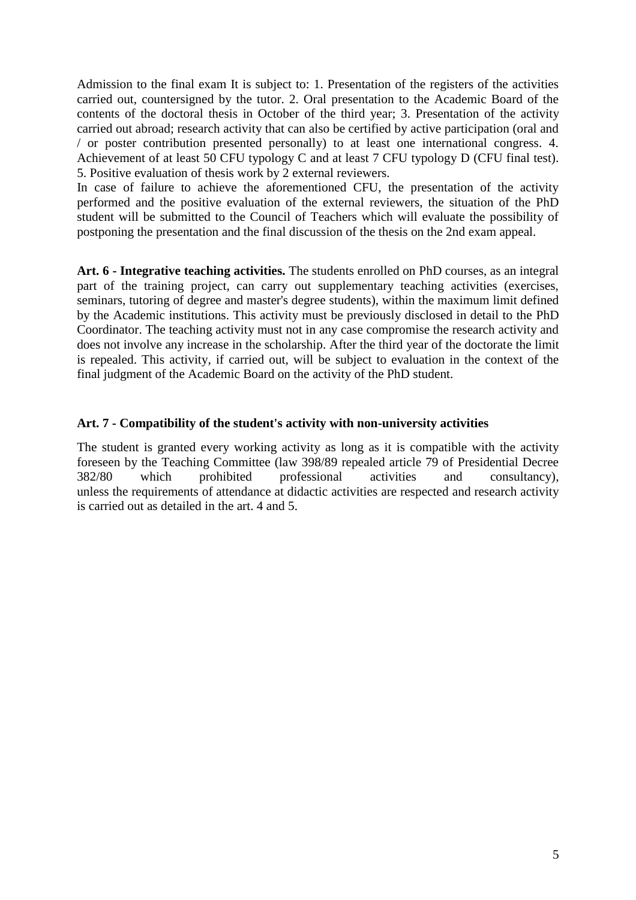Admission to the final exam It is subject to: 1. Presentation of the registers of the activities carried out, countersigned by the tutor. 2. Oral presentation to the Academic Board of the contents of the doctoral thesis in October of the third year; 3. Presentation of the activity carried out abroad; research activity that can also be certified by active participation (oral and / or poster contribution presented personally) to at least one international congress. 4. Achievement of at least 50 CFU typology C and at least 7 CFU typology D (CFU final test). 5. Positive evaluation of thesis work by 2 external reviewers.
In case of failure to achieve the aforementioned CFU, the presentation of the activity performed and the positive evaluation of the external reviewers, the situation of the PhD student will be submitted to the Council of Teachers which will evaluate the possibility of postponing the presentation and the final discussion of the thesis on the 2nd exam appeal.

**Art. 6 - Integrative teaching activities.** The students enrolled on PhD courses, as an integral part of the training project, can carry out supplementary teaching activities (exercises, seminars, tutoring of degree and master's degree students), within the maximum limit defined by the Academic institutions. This activity must be previously disclosed in detail to the PhD Coordinator. The teaching activity must not in any case compromise the research activity and does not involve any increase in the scholarship. After the third year of the doctorate the limit is repealed. This activity, if carried out, will be subject to evaluation in the context of the final judgment of the Academic Board on the activity of the PhD student.

**Art. 7 - Compatibility of the student's activity with non-university activities**

The student is granted every working activity as long as it is compatible with the activity foreseen by the Teaching Committee (law 398/89 repealed article 79 of Presidential Decree 382/80 which prohibited professional activities and consultancy), unless the requirements of attendance at didactic activities are respected and research activity is carried out as detailed in the art. 4 and 5.